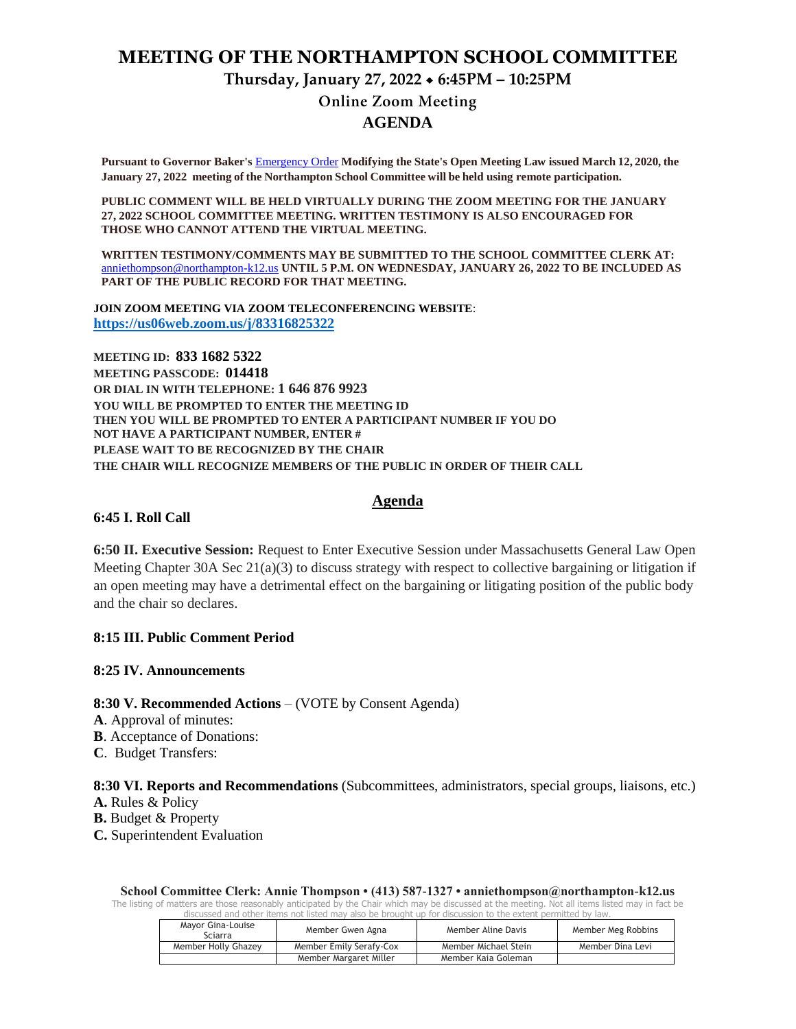# MEETING OF THE NORTHAMPTON SCHOOL COMMITTEE

## Thursday, January 27, 2022 ⬥ 6:45PM – 10:25PM

### Online Zoom Meeting

### AGENDA

**Pursuant to Governor Baker's** Emergency Order **Modifying the State's Open Meeting Law issued March 12, 2020, the January 27, 2022 meeting of the Northampton School Committee will be held using remote participation.**

**PUBLIC COMMENT WILL BE HELD VIRTUALLY DURING THE ZOOM MEETING FOR THE JANUARY 27, 2022 SCHOOL COMMITTEE MEETING. WRITTEN TESTIMONY IS ALSO ENCOURAGED FOR THOSE WHO CANNOT ATTEND THE VIRTUAL MEETING.**

**WRITTEN TESTIMONY/COMMENTS MAY BE SUBMITTED TO THE SCHOOL COMMITTEE CLERK AT:** anniethompson@northampton-k12.us **UNTIL 5 P.M. ON WEDNESDAY, JANUARY 26, 2022 TO BE INCLUDED AS PART OF THE PUBLIC RECORD FOR THAT MEETING.**

**JOIN ZOOM MEETING VIA ZOOM TELECONFERENCING WEBSITE**:
**https://us06web.zoom.us/j/83316825322**

**MEETING ID: 833 1682 5322**
**MEETING PASSCODE: 014418**
**OR DIAL IN WITH TELEPHONE: 1 646 876 9923**
**YOU WILL BE PROMPTED TO ENTER THE MEETING ID**
**THEN YOU WILL BE PROMPTED TO ENTER A PARTICIPANT NUMBER IF YOU DO NOT HAVE A PARTICIPANT NUMBER, ENTER #**
**PLEASE WAIT TO BE RECOGNIZED BY THE CHAIR**
**THE CHAIR WILL RECOGNIZE MEMBERS OF THE PUBLIC IN ORDER OF THEIR CALL**

## Agenda

**6:45 I. Roll Call**

**6:50 II. Executive Session:** Request to Enter Executive Session under Massachusetts General Law Open Meeting Chapter 30A Sec 21(a)(3) to discuss strategy with respect to collective bargaining or litigation if an open meeting may have a detrimental effect on the bargaining or litigating position of the public body and the chair so declares.

**8:15 III. Public Comment Period**

**8:25 IV. Announcements**

**8:30 V. Recommended Actions** – (VOTE by Consent Agenda)

**A**. Approval of minutes:
**B**. Acceptance of Donations:
**C**. Budget Transfers:

**8:30 VI. Reports and Recommendations** (Subcommittees, administrators, special groups, liaisons, etc.)

**A.** Rules & Policy
**B.** Budget & Property
**C.** Superintendent Evaluation

**School Committee Clerk: Annie Thompson • (413) 587-1327 • anniethompson@northampton-k12.us**

The listing of matters are those reasonably anticipated by the Chair which may be discussed at the meeting. Not all items listed may in fact be discussed and other items not listed may also be brought up for discussion to the extent permitted by law.

| Mayor Gina-Louise Sciarra | Member Gwen Agna | Member Aline Davis | Member Meg Robbins |
|---|---|---|---|
| Member Holly Ghazey | Member Emily Serafy-Cox | Member Michael Stein | Member Dina Levi |
| | Member Margaret Miller | Member Kaia Goleman | |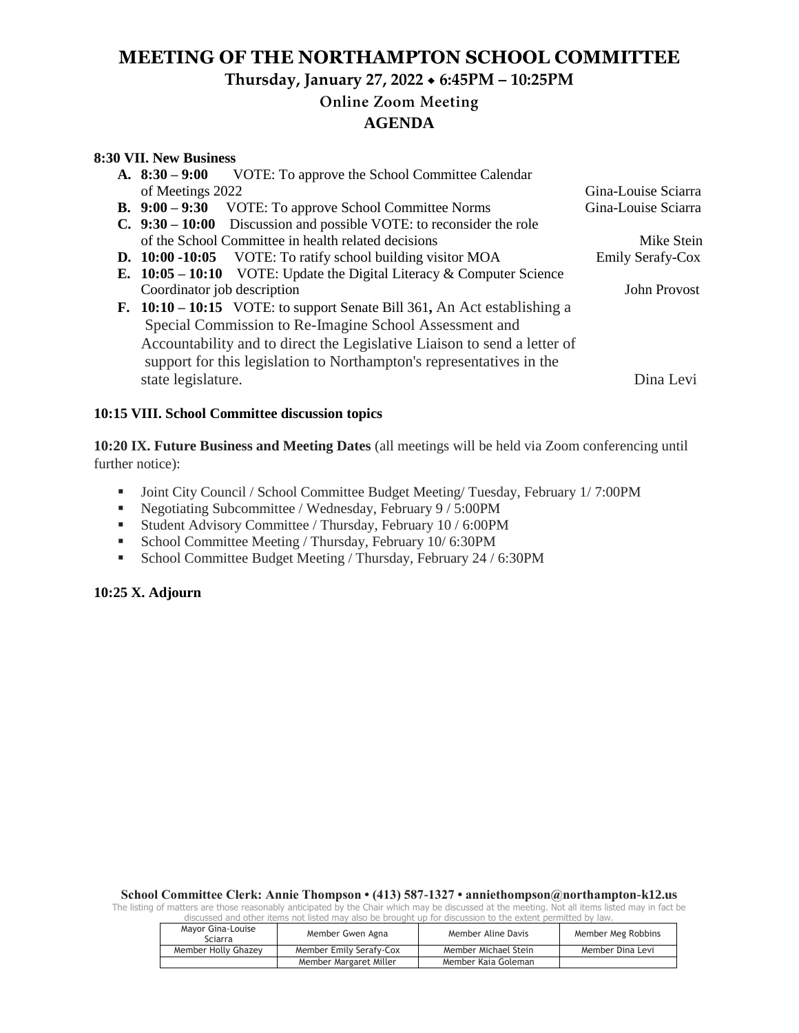# MEETING OF THE NORTHAMPTON SCHOOL COMMITTEE

**Thursday, January 27, 2022 ⬥ 6:45PM – 10:25PM**

**Online Zoom Meeting**

**AGENDA**

**8:30 VII. New Business**

- **A. 8:30 – 9:00** VOTE: To approve the School Committee Calendar of Meetings 2022 — Gina-Louise Sciarra
- **B. 9:00 – 9:30** VOTE: To approve School Committee Norms — Gina-Louise Sciarra
- **C. 9:30 – 10:00** Discussion and possible VOTE: to reconsider the role of the School Committee in health related decisions — Mike Stein
- **D. 10:00 -10:05** VOTE: To ratify school building visitor MOA — Emily Serafy-Cox
- **E. 10:05 – 10:10** VOTE: Update the Digital Literacy & Computer Science Coordinator job description — John Provost
- **F. 10:10 – 10:15** VOTE: to support Senate Bill 361**,** An Act establishing a Special Commission to Re-Imagine School Assessment and Accountability and to direct the Legislative Liaison to send a letter of support for this legislation to Northampton's representatives in the state legislature. — Dina Levi

**10:15 VIII. School Committee discussion topics**

**10:20 IX. Future Business and Meeting Dates** (all meetings will be held via Zoom conferencing until further notice):

- Joint City Council / School Committee Budget Meeting/ Tuesday, February 1/ 7:00PM
- Negotiating Subcommittee / Wednesday, February 9 / 5:00PM
- Student Advisory Committee / Thursday, February 10 / 6:00PM
- School Committee Meeting / Thursday, February 10/ 6:30PM
- School Committee Budget Meeting / Thursday, February 24 / 6:30PM

**10:25 X. Adjourn**

**School Committee Clerk: Annie Thompson • (413) 587-1327 • anniethompson@northampton-k12.us**

The listing of matters are those reasonably anticipated by the Chair which may be discussed at the meeting. Not all items listed may in fact be discussed and other items not listed may also be brought up for discussion to the extent permitted by law.

| | | | |
|---|---|---|---|
| Mayor Gina-Louise Sciarra | Member Gwen Agna | Member Aline Davis | Member Meg Robbins |
| Member Holly Ghazey | Member Emily Serafy-Cox | Member Michael Stein | Member Dina Levi |
| | Member Margaret Miller | Member Kaia Goleman | |